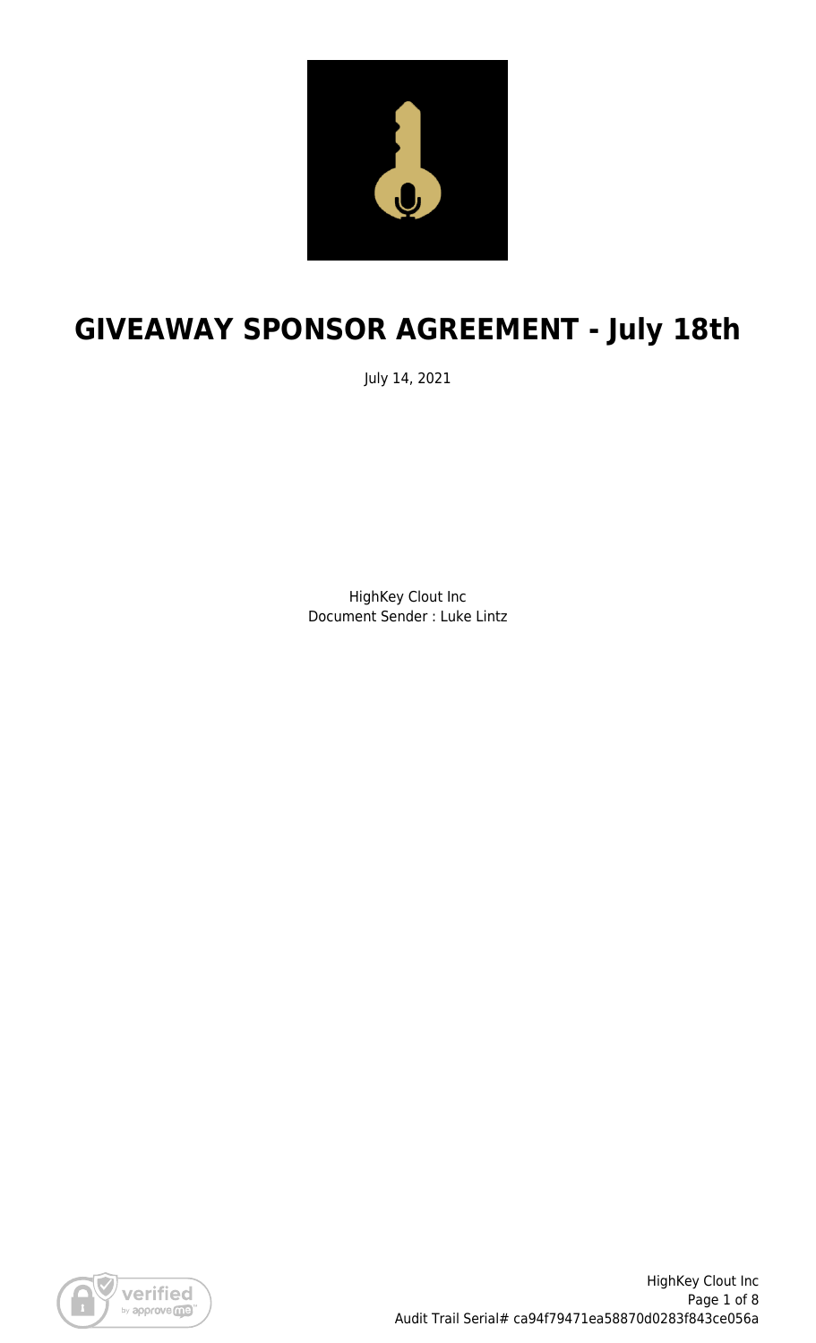# GIVEAWAY SPONSOR AGREEMENT - July 18th

July 14, 2021

HighKey Clout Inc
Document Sender : Luke Lintz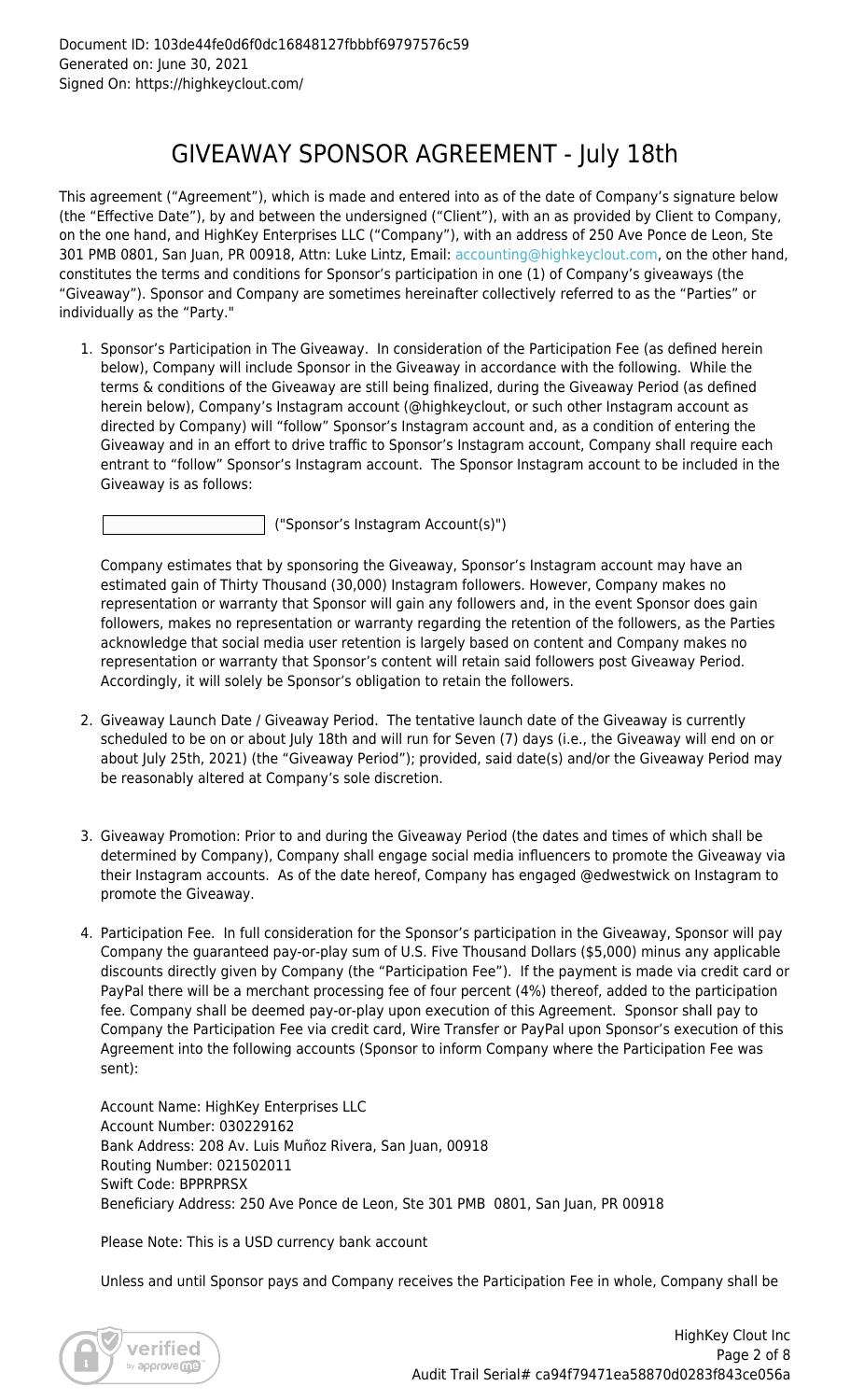Document ID: 103de44fe0d6f0dc16848127fbbbf69797576c59
Generated on: June 30, 2021
Signed On: https://highkeyclout.com/

# GIVEAWAY SPONSOR AGREEMENT - July 18th

This agreement ("Agreement"), which is made and entered into as of the date of Company's signature below (the "Effective Date"), by and between the undersigned ("Client"), with an as provided by Client to Company, on the one hand, and HighKey Enterprises LLC ("Company"), with an address of 250 Ave Ponce de Leon, Ste 301 PMB 0801, San Juan, PR 00918, Attn: Luke Lintz, Email: accounting@highkeyclout.com, on the other hand, constitutes the terms and conditions for Sponsor's participation in one (1) of Company's giveaways (the "Giveaway"). Sponsor and Company are sometimes hereinafter collectively referred to as the "Parties" or individually as the "Party."

1. Sponsor's Participation in The Giveaway. In consideration of the Participation Fee (as defined herein below), Company will include Sponsor in the Giveaway in accordance with the following. While the terms & conditions of the Giveaway are still being finalized, during the Giveaway Period (as defined herein below), Company's Instagram account (@highkeyclout, or such other Instagram account as directed by Company) will "follow" Sponsor's Instagram account and, as a condition of entering the Giveaway and in an effort to drive traffic to Sponsor's Instagram account, Company shall require each entrant to "follow" Sponsor's Instagram account. The Sponsor Instagram account to be included in the Giveaway is as follows:

   ______________________ ("Sponsor's Instagram Account(s)")

   Company estimates that by sponsoring the Giveaway, Sponsor's Instagram account may have an estimated gain of Thirty Thousand (30,000) Instagram followers. However, Company makes no representation or warranty that Sponsor will gain any followers and, in the event Sponsor does gain followers, makes no representation or warranty regarding the retention of the followers, as the Parties acknowledge that social media user retention is largely based on content and Company makes no representation or warranty that Sponsor's content will retain said followers post Giveaway Period. Accordingly, it will solely be Sponsor's obligation to retain the followers.

2. Giveaway Launch Date / Giveaway Period. The tentative launch date of the Giveaway is currently scheduled to be on or about July 18th and will run for Seven (7) days (i.e., the Giveaway will end on or about July 25th, 2021) (the "Giveaway Period"); provided, said date(s) and/or the Giveaway Period may be reasonably altered at Company's sole discretion.

3. Giveaway Promotion: Prior to and during the Giveaway Period (the dates and times of which shall be determined by Company), Company shall engage social media influencers to promote the Giveaway via their Instagram accounts. As of the date hereof, Company has engaged @edwestwick on Instagram to promote the Giveaway.

4. Participation Fee. In full consideration for the Sponsor's participation in the Giveaway, Sponsor will pay Company the guaranteed pay-or-play sum of U.S. Five Thousand Dollars ($5,000) minus any applicable discounts directly given by Company (the "Participation Fee"). If the payment is made via credit card or PayPal there will be a merchant processing fee of four percent (4%) thereof, added to the participation fee. Company shall be deemed pay-or-play upon execution of this Agreement. Sponsor shall pay to Company the Participation Fee via credit card, Wire Transfer or PayPal upon Sponsor's execution of this Agreement into the following accounts (Sponsor to inform Company where the Participation Fee was sent):

   Account Name: HighKey Enterprises LLC
   Account Number: 030229162
   Bank Address: 208 Av. Luis Muñoz Rivera, San Juan, 00918
   Routing Number: 021502011
   Swift Code: BPPRPRSX
   Beneficiary Address: 250 Ave Ponce de Leon, Ste 301 PMB 0801, San Juan, PR 00918

   Please Note: This is a USD currency bank account

   Unless and until Sponsor pays and Company receives the Participation Fee in whole, Company shall be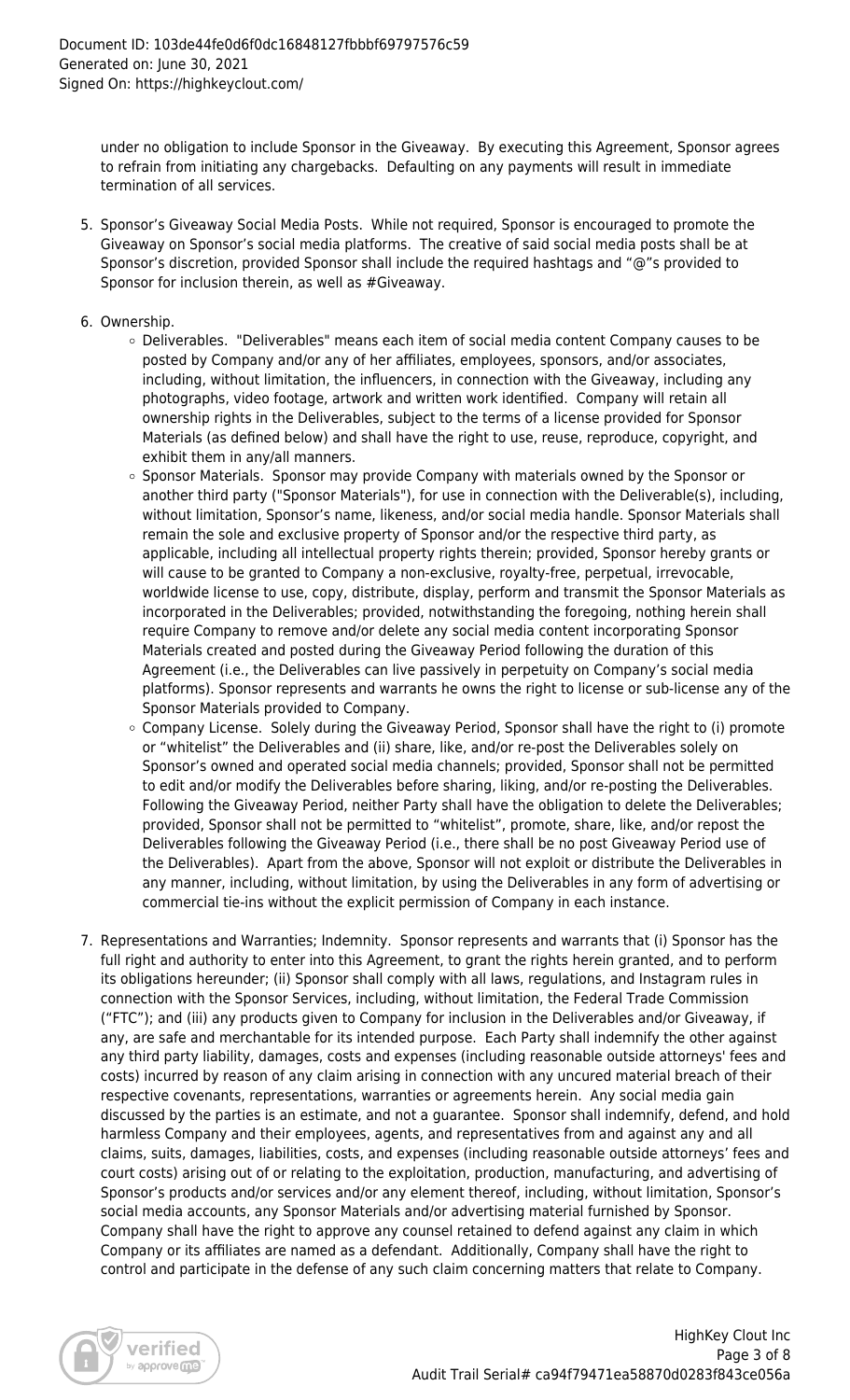under no obligation to include Sponsor in the Giveaway. By executing this Agreement, Sponsor agrees to refrain from initiating any chargebacks. Defaulting on any payments will result in immediate termination of all services.

5. Sponsor's Giveaway Social Media Posts. While not required, Sponsor is encouraged to promote the Giveaway on Sponsor's social media platforms. The creative of said social media posts shall be at Sponsor's discretion, provided Sponsor shall include the required hashtags and "@"s provided to Sponsor for inclusion therein, as well as #Giveaway.

6. Ownership.
   - Deliverables. "Deliverables" means each item of social media content Company causes to be posted by Company and/or any of her affiliates, employees, sponsors, and/or associates, including, without limitation, the influencers, in connection with the Giveaway, including any photographs, video footage, artwork and written work identified. Company will retain all ownership rights in the Deliverables, subject to the terms of a license provided for Sponsor Materials (as defined below) and shall have the right to use, reuse, reproduce, copyright, and exhibit them in any/all manners.
   - Sponsor Materials. Sponsor may provide Company with materials owned by the Sponsor or another third party ("Sponsor Materials"), for use in connection with the Deliverable(s), including, without limitation, Sponsor's name, likeness, and/or social media handle. Sponsor Materials shall remain the sole and exclusive property of Sponsor and/or the respective third party, as applicable, including all intellectual property rights therein; provided, Sponsor hereby grants or will cause to be granted to Company a non-exclusive, royalty-free, perpetual, irrevocable, worldwide license to use, copy, distribute, display, perform and transmit the Sponsor Materials as incorporated in the Deliverables; provided, notwithstanding the foregoing, nothing herein shall require Company to remove and/or delete any social media content incorporating Sponsor Materials created and posted during the Giveaway Period following the duration of this Agreement (i.e., the Deliverables can live passively in perpetuity on Company's social media platforms). Sponsor represents and warrants he owns the right to license or sub-license any of the Sponsor Materials provided to Company.
   - Company License. Solely during the Giveaway Period, Sponsor shall have the right to (i) promote or "whitelist" the Deliverables and (ii) share, like, and/or re-post the Deliverables solely on Sponsor's owned and operated social media channels; provided, Sponsor shall not be permitted to edit and/or modify the Deliverables before sharing, liking, and/or re-posting the Deliverables. Following the Giveaway Period, neither Party shall have the obligation to delete the Deliverables; provided, Sponsor shall not be permitted to "whitelist", promote, share, like, and/or repost the Deliverables following the Giveaway Period (i.e., there shall be no post Giveaway Period use of the Deliverables). Apart from the above, Sponsor will not exploit or distribute the Deliverables in any manner, including, without limitation, by using the Deliverables in any form of advertising or commercial tie-ins without the explicit permission of Company in each instance.

7. Representations and Warranties; Indemnity. Sponsor represents and warrants that (i) Sponsor has the full right and authority to enter into this Agreement, to grant the rights herein granted, and to perform its obligations hereunder; (ii) Sponsor shall comply with all laws, regulations, and Instagram rules in connection with the Sponsor Services, including, without limitation, the Federal Trade Commission ("FTC"); and (iii) any products given to Company for inclusion in the Deliverables and/or Giveaway, if any, are safe and merchantable for its intended purpose. Each Party shall indemnify the other against any third party liability, damages, costs and expenses (including reasonable outside attorneys' fees and costs) incurred by reason of any claim arising in connection with any uncured material breach of their respective covenants, representations, warranties or agreements herein. Any social media gain discussed by the parties is an estimate, and not a guarantee. Sponsor shall indemnify, defend, and hold harmless Company and their employees, agents, and representatives from and against any and all claims, suits, damages, liabilities, costs, and expenses (including reasonable outside attorneys' fees and court costs) arising out of or relating to the exploitation, production, manufacturing, and advertising of Sponsor's products and/or services and/or any element thereof, including, without limitation, Sponsor's social media accounts, any Sponsor Materials and/or advertising material furnished by Sponsor. Company shall have the right to approve any counsel retained to defend against any claim in which Company or its affiliates are named as a defendant. Additionally, Company shall have the right to control and participate in the defense of any such claim concerning matters that relate to Company.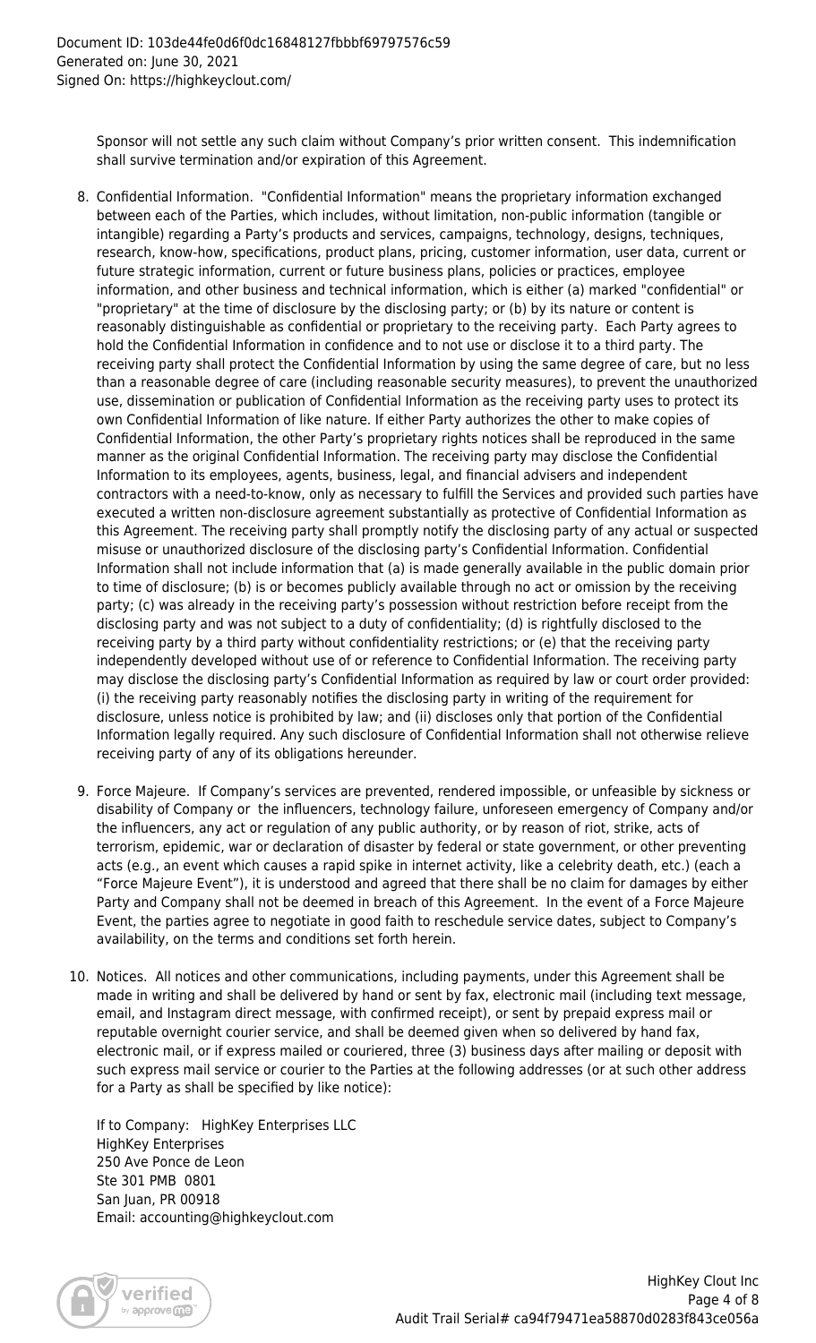Sponsor will not settle any such claim without Company's prior written consent. This indemnification shall survive termination and/or expiration of this Agreement.

8. Confidential Information. "Confidential Information" means the proprietary information exchanged between each of the Parties, which includes, without limitation, non-public information (tangible or intangible) regarding a Party's products and services, campaigns, technology, designs, techniques, research, know-how, specifications, product plans, pricing, customer information, user data, current or future strategic information, current or future business plans, policies or practices, employee information, and other business and technical information, which is either (a) marked "confidential" or "proprietary" at the time of disclosure by the disclosing party; or (b) by its nature or content is reasonably distinguishable as confidential or proprietary to the receiving party. Each Party agrees to hold the Confidential Information in confidence and to not use or disclose it to a third party. The receiving party shall protect the Confidential Information by using the same degree of care, but no less than a reasonable degree of care (including reasonable security measures), to prevent the unauthorized use, dissemination or publication of Confidential Information as the receiving party uses to protect its own Confidential Information of like nature. If either Party authorizes the other to make copies of Confidential Information, the other Party's proprietary rights notices shall be reproduced in the same manner as the original Confidential Information. The receiving party may disclose the Confidential Information to its employees, agents, business, legal, and financial advisers and independent contractors with a need-to-know, only as necessary to fulfill the Services and provided such parties have executed a written non-disclosure agreement substantially as protective of Confidential Information as this Agreement. The receiving party shall promptly notify the disclosing party of any actual or suspected misuse or unauthorized disclosure of the disclosing party's Confidential Information. Confidential Information shall not include information that (a) is made generally available in the public domain prior to time of disclosure; (b) is or becomes publicly available through no act or omission by the receiving party; (c) was already in the receiving party's possession without restriction before receipt from the disclosing party and was not subject to a duty of confidentiality; (d) is rightfully disclosed to the receiving party by a third party without confidentiality restrictions; or (e) that the receiving party independently developed without use of or reference to Confidential Information. The receiving party may disclose the disclosing party's Confidential Information as required by law or court order provided: (i) the receiving party reasonably notifies the disclosing party in writing of the requirement for disclosure, unless notice is prohibited by law; and (ii) discloses only that portion of the Confidential Information legally required. Any such disclosure of Confidential Information shall not otherwise relieve receiving party of any of its obligations hereunder.

9. Force Majeure. If Company's services are prevented, rendered impossible, or unfeasible by sickness or disability of Company or the influencers, technology failure, unforeseen emergency of Company and/or the influencers, any act or regulation of any public authority, or by reason of riot, strike, acts of terrorism, epidemic, war or declaration of disaster by federal or state government, or other preventing acts (e.g., an event which causes a rapid spike in internet activity, like a celebrity death, etc.) (each a "Force Majeure Event"), it is understood and agreed that there shall be no claim for damages by either Party and Company shall not be deemed in breach of this Agreement. In the event of a Force Majeure Event, the parties agree to negotiate in good faith to reschedule service dates, subject to Company's availability, on the terms and conditions set forth herein.

10. Notices. All notices and other communications, including payments, under this Agreement shall be made in writing and shall be delivered by hand or sent by fax, electronic mail (including text message, email, and Instagram direct message, with confirmed receipt), or sent by prepaid express mail or reputable overnight courier service, and shall be deemed given when so delivered by hand fax, electronic mail, or if express mailed or couriered, three (3) business days after mailing or deposit with such express mail service or courier to the Parties at the following addresses (or at such other address for a Party as shall be specified by like notice):

    If to Company: HighKey Enterprises LLC
    HighKey Enterprises
    250 Ave Ponce de Leon
    Ste 301 PMB 0801
    San Juan, PR 00918
    Email: accounting@highkeyclout.com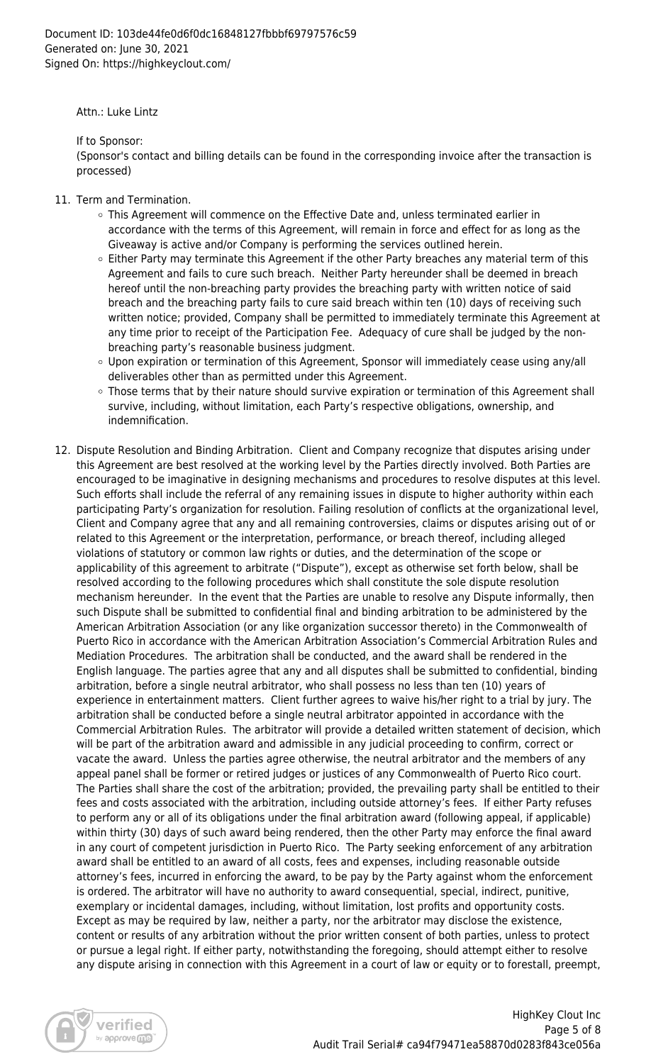Attn.: Luke Lintz

If to Sponsor:
(Sponsor's contact and billing details can be found in the corresponding invoice after the transaction is processed)

11. Term and Termination.
    - This Agreement will commence on the Effective Date and, unless terminated earlier in accordance with the terms of this Agreement, will remain in force and effect for as long as the Giveaway is active and/or Company is performing the services outlined herein.
    - Either Party may terminate this Agreement if the other Party breaches any material term of this Agreement and fails to cure such breach. Neither Party hereunder shall be deemed in breach hereof until the non-breaching party provides the breaching party with written notice of said breach and the breaching party fails to cure said breach within ten (10) days of receiving such written notice; provided, Company shall be permitted to immediately terminate this Agreement at any time prior to receipt of the Participation Fee. Adequacy of cure shall be judged by the non-breaching party's reasonable business judgment.
    - Upon expiration or termination of this Agreement, Sponsor will immediately cease using any/all deliverables other than as permitted under this Agreement.
    - Those terms that by their nature should survive expiration or termination of this Agreement shall survive, including, without limitation, each Party's respective obligations, ownership, and indemnification.

12. Dispute Resolution and Binding Arbitration. Client and Company recognize that disputes arising under this Agreement are best resolved at the working level by the Parties directly involved. Both Parties are encouraged to be imaginative in designing mechanisms and procedures to resolve disputes at this level. Such efforts shall include the referral of any remaining issues in dispute to higher authority within each participating Party's organization for resolution. Failing resolution of conflicts at the organizational level, Client and Company agree that any and all remaining controversies, claims or disputes arising out of or related to this Agreement or the interpretation, performance, or breach thereof, including alleged violations of statutory or common law rights or duties, and the determination of the scope or applicability of this agreement to arbitrate ("Dispute"), except as otherwise set forth below, shall be resolved according to the following procedures which shall constitute the sole dispute resolution mechanism hereunder. In the event that the Parties are unable to resolve any Dispute informally, then such Dispute shall be submitted to confidential final and binding arbitration to be administered by the American Arbitration Association (or any like organization successor thereto) in the Commonwealth of Puerto Rico in accordance with the American Arbitration Association's Commercial Arbitration Rules and Mediation Procedures. The arbitration shall be conducted, and the award shall be rendered in the English language. The parties agree that any and all disputes shall be submitted to confidential, binding arbitration, before a single neutral arbitrator, who shall possess no less than ten (10) years of experience in entertainment matters. Client further agrees to waive his/her right to a trial by jury. The arbitration shall be conducted before a single neutral arbitrator appointed in accordance with the Commercial Arbitration Rules. The arbitrator will provide a detailed written statement of decision, which will be part of the arbitration award and admissible in any judicial proceeding to confirm, correct or vacate the award. Unless the parties agree otherwise, the neutral arbitrator and the members of any appeal panel shall be former or retired judges or justices of any Commonwealth of Puerto Rico court. The Parties shall share the cost of the arbitration; provided, the prevailing party shall be entitled to their fees and costs associated with the arbitration, including outside attorney's fees. If either Party refuses to perform any or all of its obligations under the final arbitration award (following appeal, if applicable) within thirty (30) days of such award being rendered, then the other Party may enforce the final award in any court of competent jurisdiction in Puerto Rico. The Party seeking enforcement of any arbitration award shall be entitled to an award of all costs, fees and expenses, including reasonable outside attorney's fees, incurred in enforcing the award, to be pay by the Party against whom the enforcement is ordered. The arbitrator will have no authority to award consequential, special, indirect, punitive, exemplary or incidental damages, including, without limitation, lost profits and opportunity costs. Except as may be required by law, neither a party, nor the arbitrator may disclose the existence, content or results of any arbitration without the prior written consent of both parties, unless to protect or pursue a legal right. If either party, notwithstanding the foregoing, should attempt either to resolve any dispute arising in connection with this Agreement in a court of law or equity or to forestall, preempt,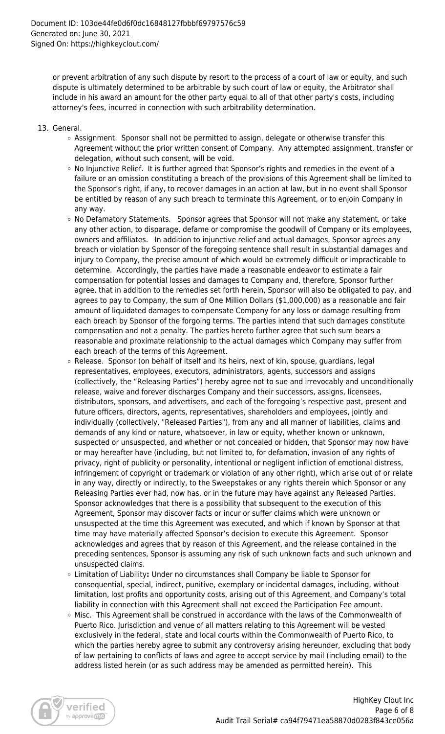or prevent arbitration of any such dispute by resort to the process of a court of law or equity, and such dispute is ultimately determined to be arbitrable by such court of law or equity, the Arbitrator shall include in his award an amount for the other party equal to all of that other party's costs, including attorney's fees, incurred in connection with such arbitrability determination.

13. General.
    - Assignment. Sponsor shall not be permitted to assign, delegate or otherwise transfer this Agreement without the prior written consent of Company. Any attempted assignment, transfer or delegation, without such consent, will be void.
    - No Injunctive Relief. It is further agreed that Sponsor's rights and remedies in the event of a failure or an omission constituting a breach of the provisions of this Agreement shall be limited to the Sponsor's right, if any, to recover damages in an action at law, but in no event shall Sponsor be entitled by reason of any such breach to terminate this Agreement, or to enjoin Company in any way.
    - No Defamatory Statements. Sponsor agrees that Sponsor will not make any statement, or take any other action, to disparage, defame or compromise the goodwill of Company or its employees, owners and affiliates. In addition to injunctive relief and actual damages, Sponsor agrees any breach or violation by Sponsor of the foregoing sentence shall result in substantial damages and injury to Company, the precise amount of which would be extremely difficult or impracticable to determine. Accordingly, the parties have made a reasonable endeavor to estimate a fair compensation for potential losses and damages to Company and, therefore, Sponsor further agree, that in addition to the remedies set forth herein, Sponsor will also be obligated to pay, and agrees to pay to Company, the sum of One Million Dollars ($1,000,000) as a reasonable and fair amount of liquidated damages to compensate Company for any loss or damage resulting from each breach by Sponsor of the forgoing terms. The parties intend that such damages constitute compensation and not a penalty. The parties hereto further agree that such sum bears a reasonable and proximate relationship to the actual damages which Company may suffer from each breach of the terms of this Agreement.
    - Release. Sponsor (on behalf of itself and its heirs, next of kin, spouse, guardians, legal representatives, employees, executors, administrators, agents, successors and assigns (collectively, the "Releasing Parties") hereby agree not to sue and irrevocably and unconditionally release, waive and forever discharges Company and their successors, assigns, licensees, distributors, sponsors, and advertisers, and each of the foregoing's respective past, present and future officers, directors, agents, representatives, shareholders and employees, jointly and individually (collectively, "Released Parties"), from any and all manner of liabilities, claims and demands of any kind or nature, whatsoever, in law or equity, whether known or unknown, suspected or unsuspected, and whether or not concealed or hidden, that Sponsor may now have or may hereafter have (including, but not limited to, for defamation, invasion of any rights of privacy, right of publicity or personality, intentional or negligent infliction of emotional distress, infringement of copyright or trademark or violation of any other right), which arise out of or relate in any way, directly or indirectly, to the Sweepstakes or any rights therein which Sponsor or any Releasing Parties ever had, now has, or in the future may have against any Released Parties. Sponsor acknowledges that there is a possibility that subsequent to the execution of this Agreement, Sponsor may discover facts or incur or suffer claims which were unknown or unsuspected at the time this Agreement was executed, and which if known by Sponsor at that time may have materially affected Sponsor's decision to execute this Agreement. Sponsor acknowledges and agrees that by reason of this Agreement, and the release contained in the preceding sentences, Sponsor is assuming any risk of such unknown facts and such unknown and unsuspected claims.
    - Limitation of Liability**:** Under no circumstances shall Company be liable to Sponsor for consequential, special, indirect, punitive, exemplary or incidental damages, including, without limitation, lost profits and opportunity costs, arising out of this Agreement, and Company's total liability in connection with this Agreement shall not exceed the Participation Fee amount.
    - Misc. This Agreement shall be construed in accordance with the laws of the Commonwealth of Puerto Rico. Jurisdiction and venue of all matters relating to this Agreement will be vested exclusively in the federal, state and local courts within the Commonwealth of Puerto Rico, to which the parties hereby agree to submit any controversy arising hereunder, excluding that body of law pertaining to conflicts of laws and agree to accept service by mail (including email) to the address listed herein (or as such address may be amended as permitted herein). This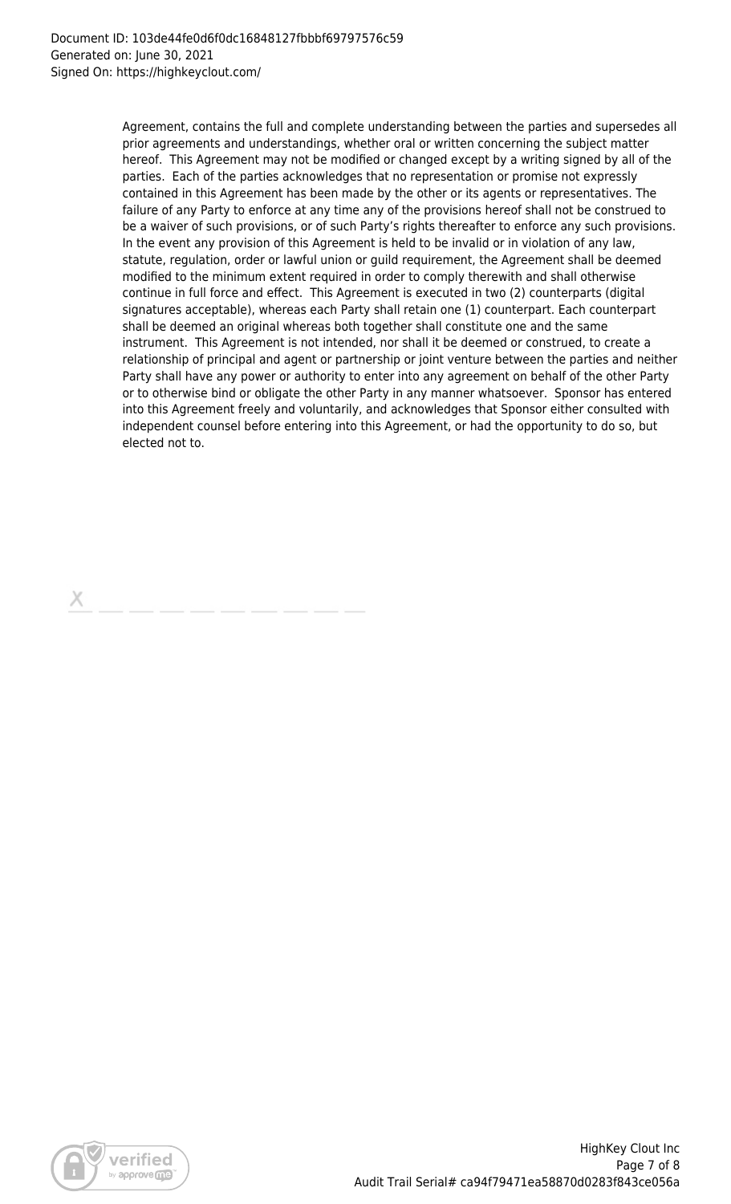Agreement, contains the full and complete understanding between the parties and supersedes all prior agreements and understandings, whether oral or written concerning the subject matter hereof. This Agreement may not be modified or changed except by a writing signed by all of the parties. Each of the parties acknowledges that no representation or promise not expressly contained in this Agreement has been made by the other or its agents or representatives. The failure of any Party to enforce at any time any of the provisions hereof shall not be construed to be a waiver of such provisions, or of such Party's rights thereafter to enforce any such provisions. In the event any provision of this Agreement is held to be invalid or in violation of any law, statute, regulation, order or lawful union or guild requirement, the Agreement shall be deemed modified to the minimum extent required in order to comply therewith and shall otherwise continue in full force and effect. This Agreement is executed in two (2) counterparts (digital signatures acceptable), whereas each Party shall retain one (1) counterpart. Each counterpart shall be deemed an original whereas both together shall constitute one and the same instrument. This Agreement is not intended, nor shall it be deemed or construed, to create a relationship of principal and agent or partnership or joint venture between the parties and neither Party shall have any power or authority to enter into any agreement on behalf of the other Party or to otherwise bind or obligate the other Party in any manner whatsoever. Sponsor has entered into this Agreement freely and voluntarily, and acknowledges that Sponsor either consulted with independent counsel before entering into this Agreement, or had the opportunity to do so, but elected not to.

X \_\_\_\_\_\_\_\_\_\_\_\_\_\_\_\_\_\_\_\_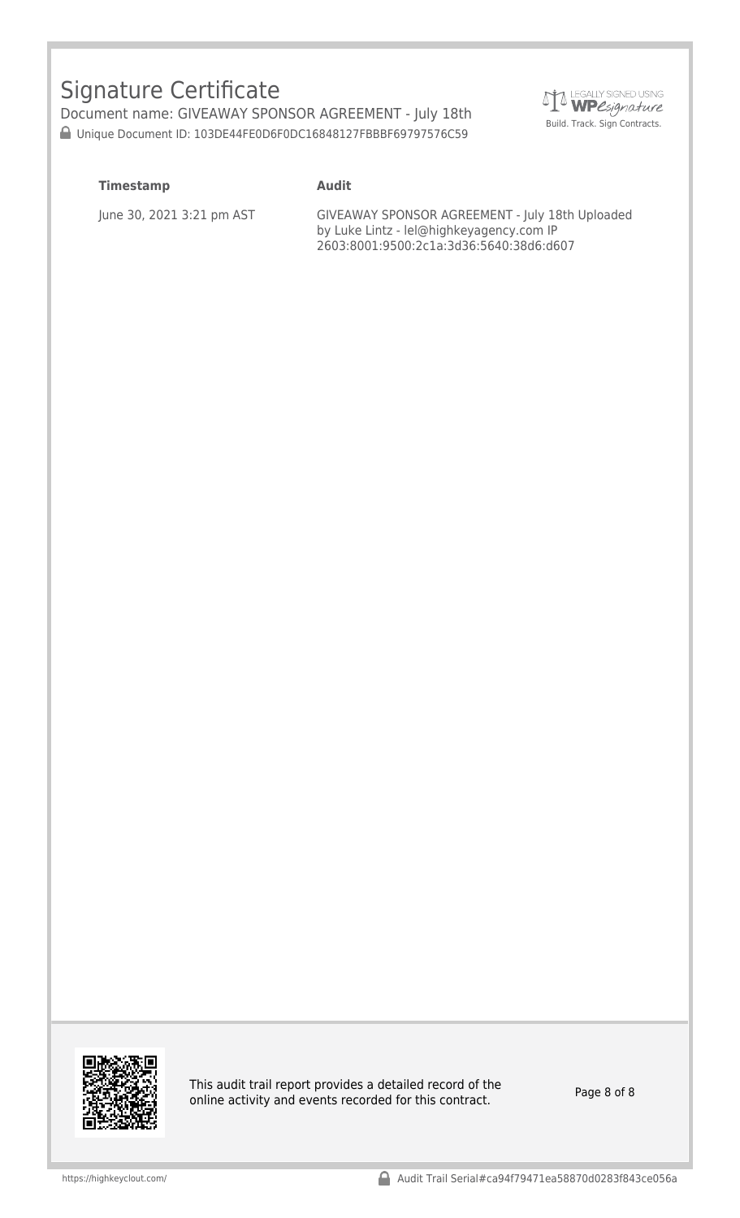# Signature Certificate

Document name: GIVEAWAY SPONSOR AGREEMENT - July 18th

Unique Document ID: 103DE44FE0D6F0DC16848127FBBBF69797576C59

LEGALLY SIGNED USING WPEsignature
Build. Track. Sign Contracts.

| Timestamp | Audit |
| --- | --- |
| June 30, 2021 3:21 pm AST | GIVEAWAY SPONSOR AGREEMENT - July 18th Uploaded by Luke Lintz - lel@highkeyagency.com IP 2603:8001:9500:2c1a:3d36:5640:38d6:d607 |

This audit trail report provides a detailed record of the online activity and events recorded for this contract.

https://highkeyclout.com/

Audit Trail Serial#ca94f79471ea58870d0283f843ce056a